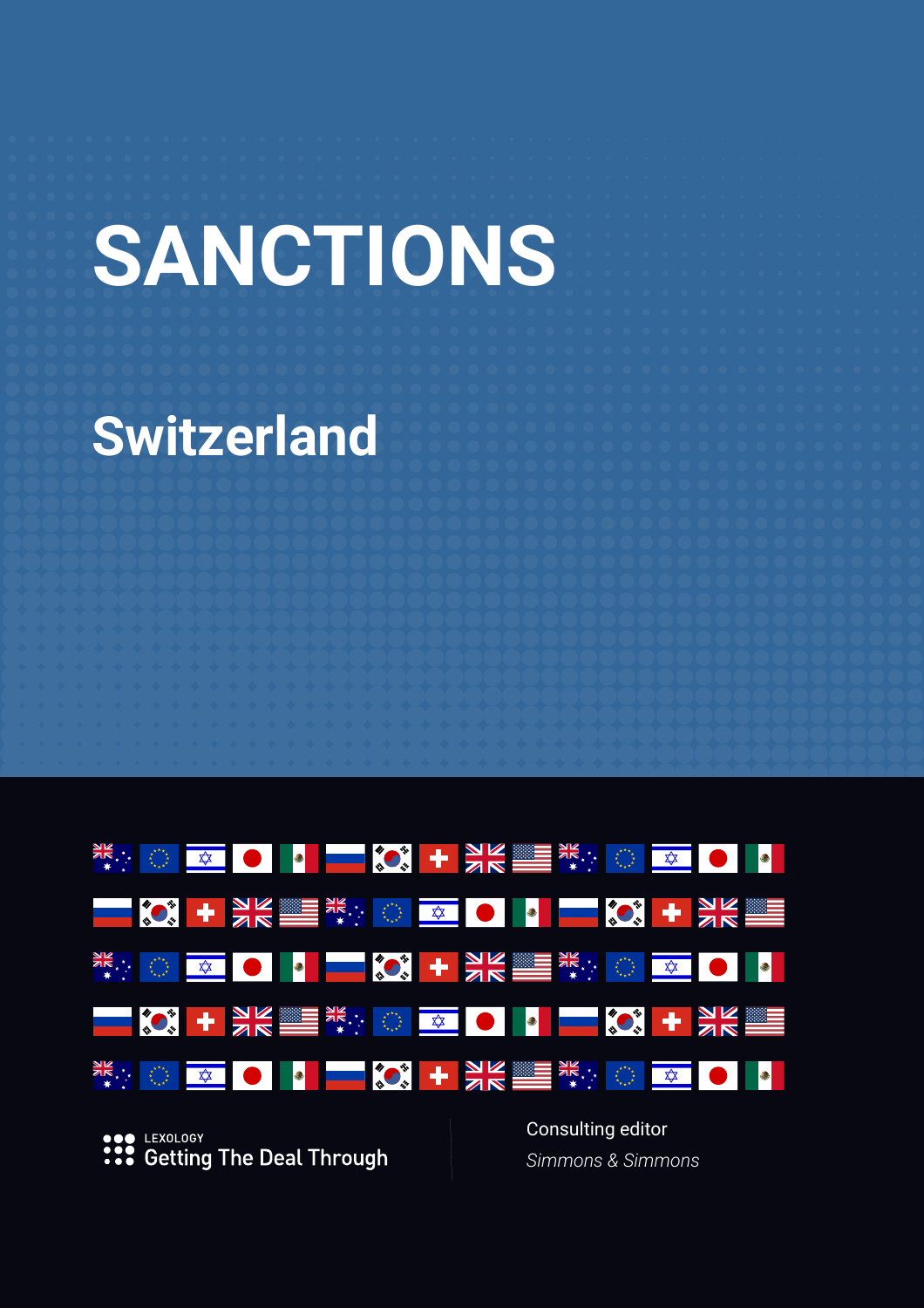# SANCTIONS

## Switzerland

LEXOLOGY
Getting The Deal Through

Consulting editor
*Simmons & Simmons*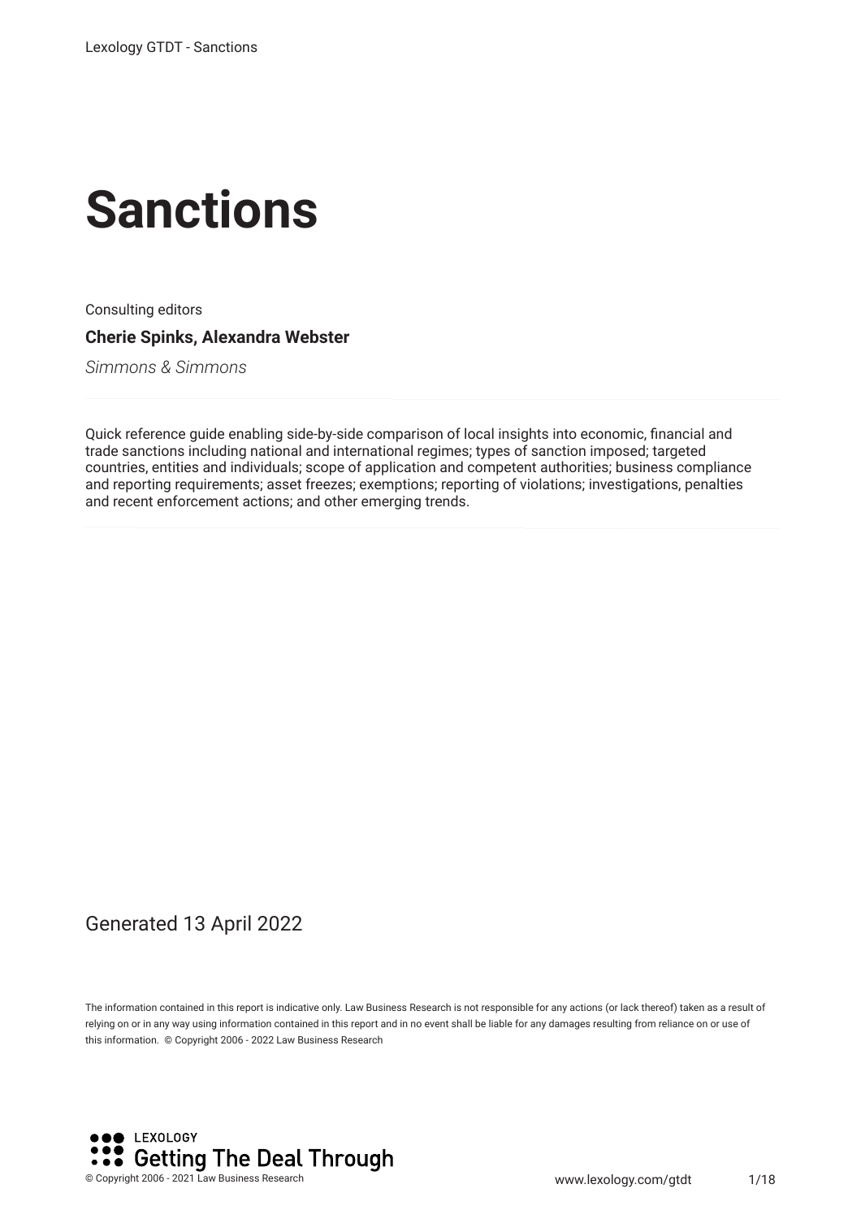# Sanctions

Consulting editors

**Cherie Spinks, Alexandra Webster**

*Simmons & Simmons*

Quick reference guide enabling side-by-side comparison of local insights into economic, financial and trade sanctions including national and international regimes; types of sanction imposed; targeted countries, entities and individuals; scope of application and competent authorities; business compliance and reporting requirements; asset freezes; exemptions; reporting of violations; investigations, penalties and recent enforcement actions; and other emerging trends.

Generated 13 April 2022

The information contained in this report is indicative only. Law Business Research is not responsible for any actions (or lack thereof) taken as a result of relying on or in any way using information contained in this report and in no event shall be liable for any damages resulting from reliance on or use of this information. © Copyright 2006 - 2022 Law Business Research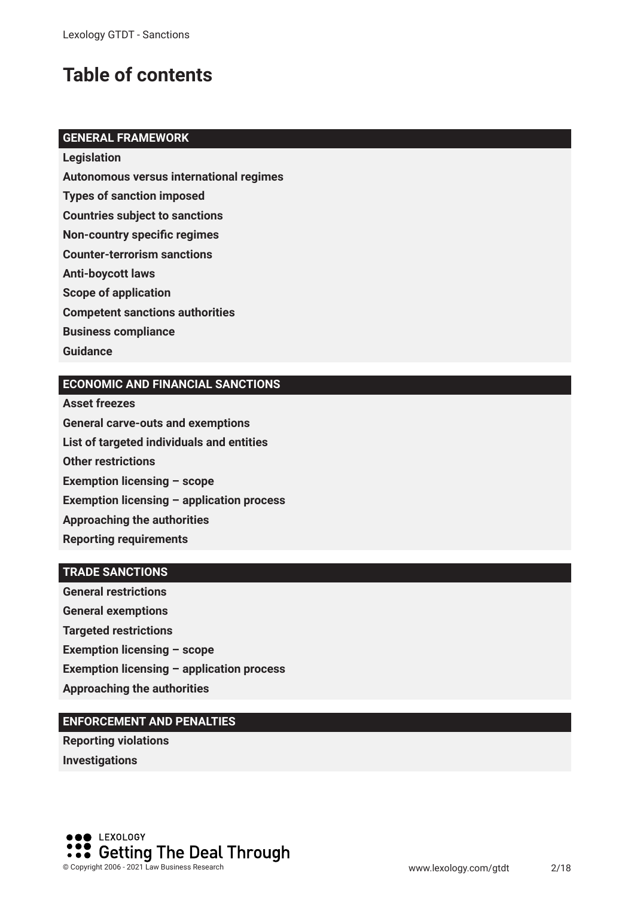# Table of contents

**GENERAL FRAMEWORK**

**Legislation**

**Autonomous versus international regimes**

**Types of sanction imposed**

**Countries subject to sanctions**

**Non-country specific regimes**

**Counter-terrorism sanctions**

**Anti-boycott laws**

**Scope of application**

**Competent sanctions authorities**

**Business compliance**

**Guidance**

**ECONOMIC AND FINANCIAL SANCTIONS**

**Asset freezes**

**General carve-outs and exemptions**

**List of targeted individuals and entities**

**Other restrictions**

**Exemption licensing – scope**

**Exemption licensing – application process**

**Approaching the authorities**

**Reporting requirements**

**TRADE SANCTIONS**

**General restrictions**

**General exemptions**

**Targeted restrictions**

**Exemption licensing – scope**

**Exemption licensing – application process**

**Approaching the authorities**

**ENFORCEMENT AND PENALTIES**

**Reporting violations**

**Investigations**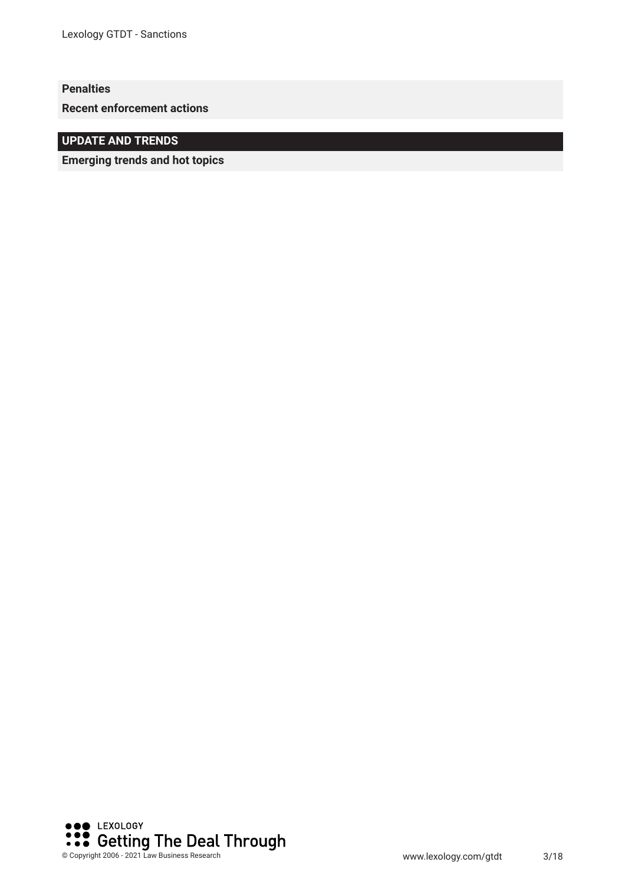**Penalties**

**Recent enforcement actions**

**UPDATE AND TRENDS**

**Emerging trends and hot topics**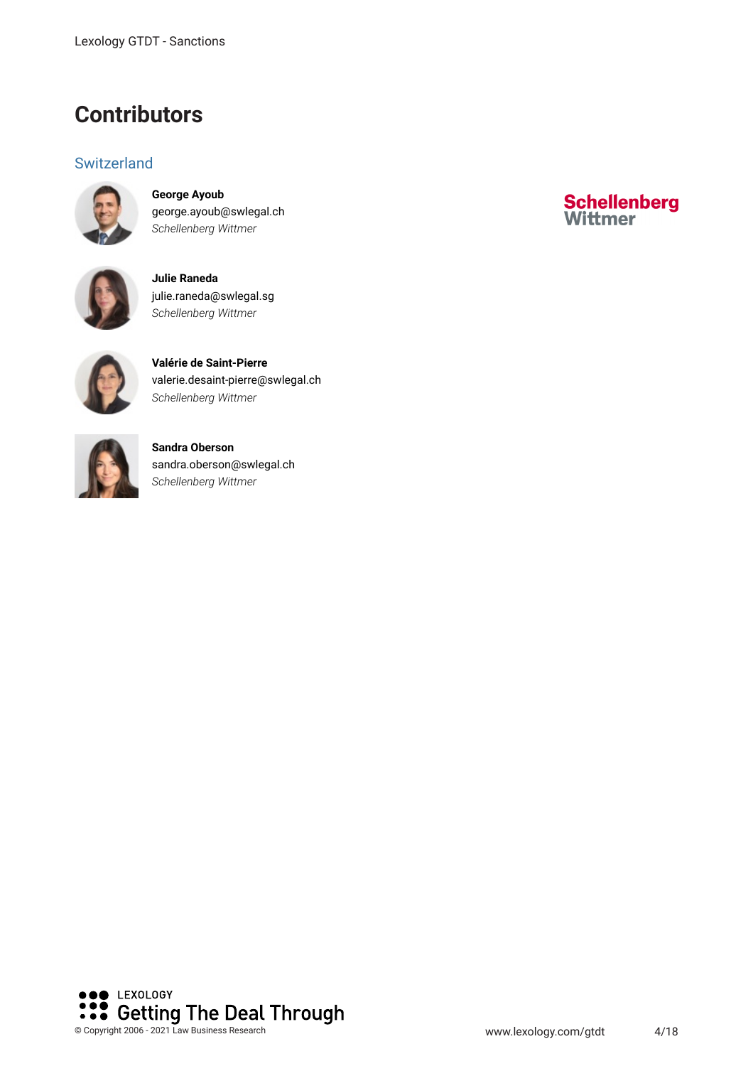# Contributors

## Switzerland

**George Ayoub**
george.ayoub@swlegal.ch
*Schellenberg Wittmer*

**Julie Raneda**
julie.raneda@swlegal.sg
*Schellenberg Wittmer*

**Valérie de Saint-Pierre**
valerie.desaint-pierre@swlegal.ch
*Schellenberg Wittmer*

**Sandra Oberson**
sandra.oberson@swlegal.ch
*Schellenberg Wittmer*

Schellenberg Wittmer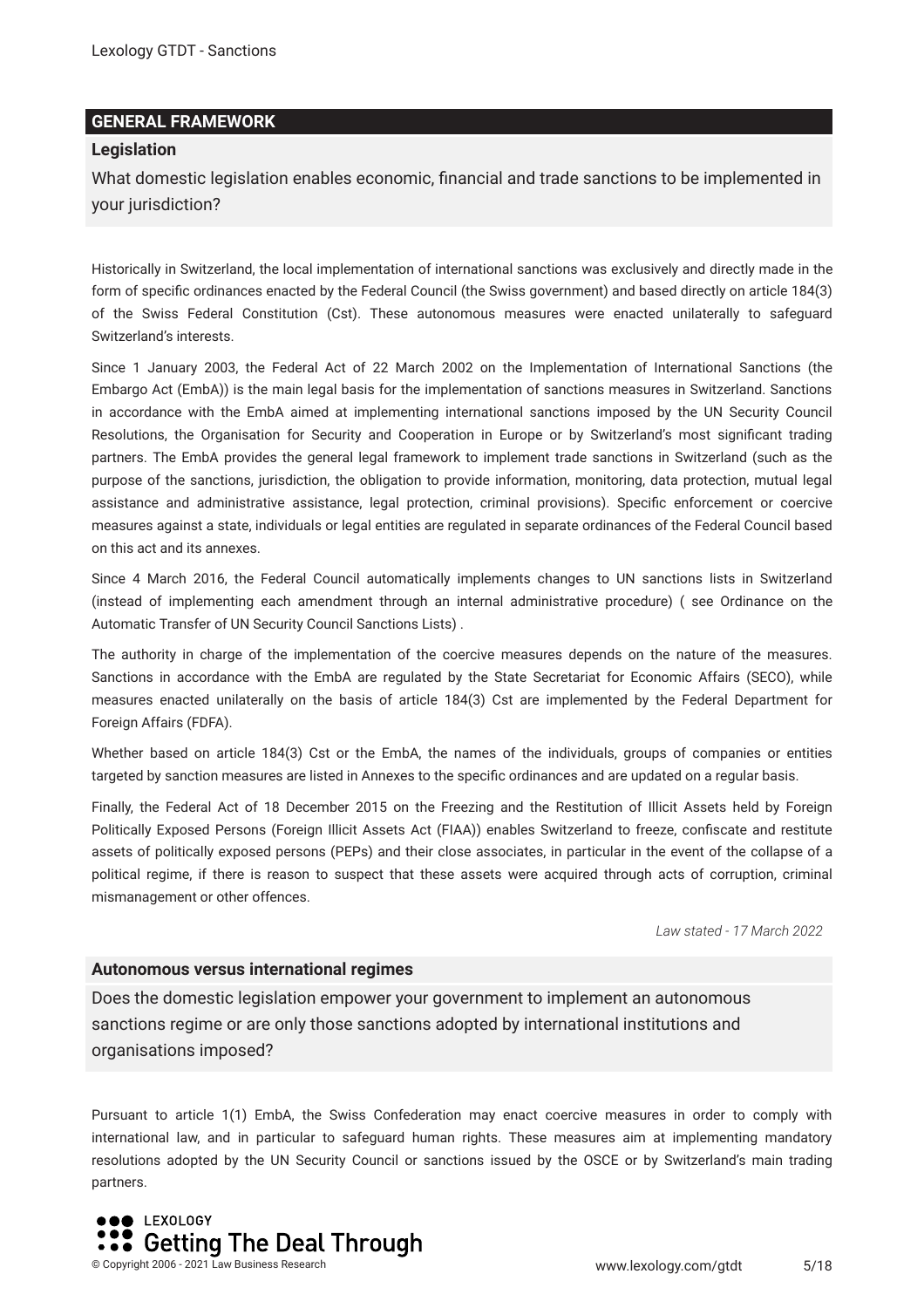## GENERAL FRAMEWORK

### Legislation

What domestic legislation enables economic, financial and trade sanctions to be implemented in your jurisdiction?

Historically in Switzerland, the local implementation of international sanctions was exclusively and directly made in the form of specific ordinances enacted by the Federal Council (the Swiss government) and based directly on article 184(3) of the Swiss Federal Constitution (Cst). These autonomous measures were enacted unilaterally to safeguard Switzerland's interests.

Since 1 January 2003, the Federal Act of 22 March 2002 on the Implementation of International Sanctions (the Embargo Act (EmbA)) is the main legal basis for the implementation of sanctions measures in Switzerland. Sanctions in accordance with the EmbA aimed at implementing international sanctions imposed by the UN Security Council Resolutions, the Organisation for Security and Cooperation in Europe or by Switzerland's most significant trading partners. The EmbA provides the general legal framework to implement trade sanctions in Switzerland (such as the purpose of the sanctions, jurisdiction, the obligation to provide information, monitoring, data protection, mutual legal assistance and administrative assistance, legal protection, criminal provisions). Specific enforcement or coercive measures against a state, individuals or legal entities are regulated in separate ordinances of the Federal Council based on this act and its annexes.

Since 4 March 2016, the Federal Council automatically implements changes to UN sanctions lists in Switzerland (instead of implementing each amendment through an internal administrative procedure) ( see Ordinance on the Automatic Transfer of UN Security Council Sanctions Lists) .

The authority in charge of the implementation of the coercive measures depends on the nature of the measures. Sanctions in accordance with the EmbA are regulated by the State Secretariat for Economic Affairs (SECO), while measures enacted unilaterally on the basis of article 184(3) Cst are implemented by the Federal Department for Foreign Affairs (FDFA).

Whether based on article 184(3) Cst or the EmbA, the names of the individuals, groups of companies or entities targeted by sanction measures are listed in Annexes to the specific ordinances and are updated on a regular basis.

Finally, the Federal Act of 18 December 2015 on the Freezing and the Restitution of Illicit Assets held by Foreign Politically Exposed Persons (Foreign Illicit Assets Act (FIAA)) enables Switzerland to freeze, confiscate and restitute assets of politically exposed persons (PEPs) and their close associates, in particular in the event of the collapse of a political regime, if there is reason to suspect that these assets were acquired through acts of corruption, criminal mismanagement or other offences.

*Law stated - 17 March 2022*

### Autonomous versus international regimes

Does the domestic legislation empower your government to implement an autonomous sanctions regime or are only those sanctions adopted by international institutions and organisations imposed?

Pursuant to article 1(1) EmbA, the Swiss Confederation may enact coercive measures in order to comply with international law, and in particular to safeguard human rights. These measures aim at implementing mandatory resolutions adopted by the UN Security Council or sanctions issued by the OSCE or by Switzerland's main trading partners.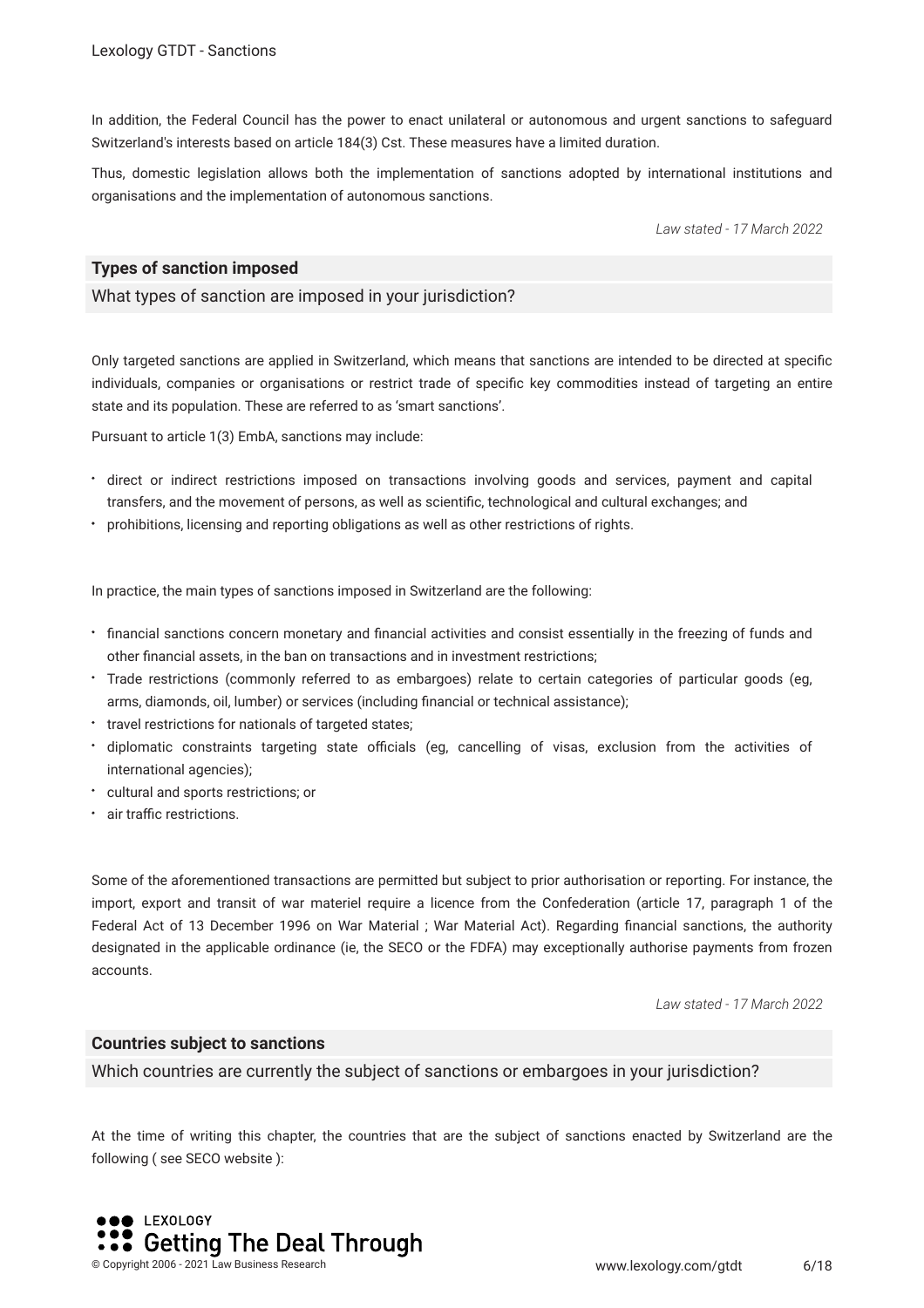In addition, the Federal Council has the power to enact unilateral or autonomous and urgent sanctions to safeguard Switzerland's interests based on article 184(3) Cst. These measures have a limited duration.

Thus, domestic legislation allows both the implementation of sanctions adopted by international institutions and organisations and the implementation of autonomous sanctions.

*Law stated - 17 March 2022*

### Types of sanction imposed

What types of sanction are imposed in your jurisdiction?

Only targeted sanctions are applied in Switzerland, which means that sanctions are intended to be directed at specific individuals, companies or organisations or restrict trade of specific key commodities instead of targeting an entire state and its population. These are referred to as 'smart sanctions'.

Pursuant to article 1(3) EmbA, sanctions may include:

- direct or indirect restrictions imposed on transactions involving goods and services, payment and capital transfers, and the movement of persons, as well as scientific, technological and cultural exchanges; and
- prohibitions, licensing and reporting obligations as well as other restrictions of rights.

In practice, the main types of sanctions imposed in Switzerland are the following:

- financial sanctions concern monetary and financial activities and consist essentially in the freezing of funds and other financial assets, in the ban on transactions and in investment restrictions;
- Trade restrictions (commonly referred to as embargoes) relate to certain categories of particular goods (eg, arms, diamonds, oil, lumber) or services (including financial or technical assistance);
- travel restrictions for nationals of targeted states;
- diplomatic constraints targeting state officials (eg, cancelling of visas, exclusion from the activities of international agencies);
- cultural and sports restrictions; or
- air traffic restrictions.

Some of the aforementioned transactions are permitted but subject to prior authorisation or reporting. For instance, the import, export and transit of war materiel require a licence from the Confederation (article 17, paragraph 1 of the Federal Act of 13 December 1996 on War Material ; War Material Act). Regarding financial sanctions, the authority designated in the applicable ordinance (ie, the SECO or the FDFA) may exceptionally authorise payments from frozen accounts.

*Law stated - 17 March 2022*

### Countries subject to sanctions

Which countries are currently the subject of sanctions or embargoes in your jurisdiction?

At the time of writing this chapter, the countries that are the subject of sanctions enacted by Switzerland are the following ( see SECO website ):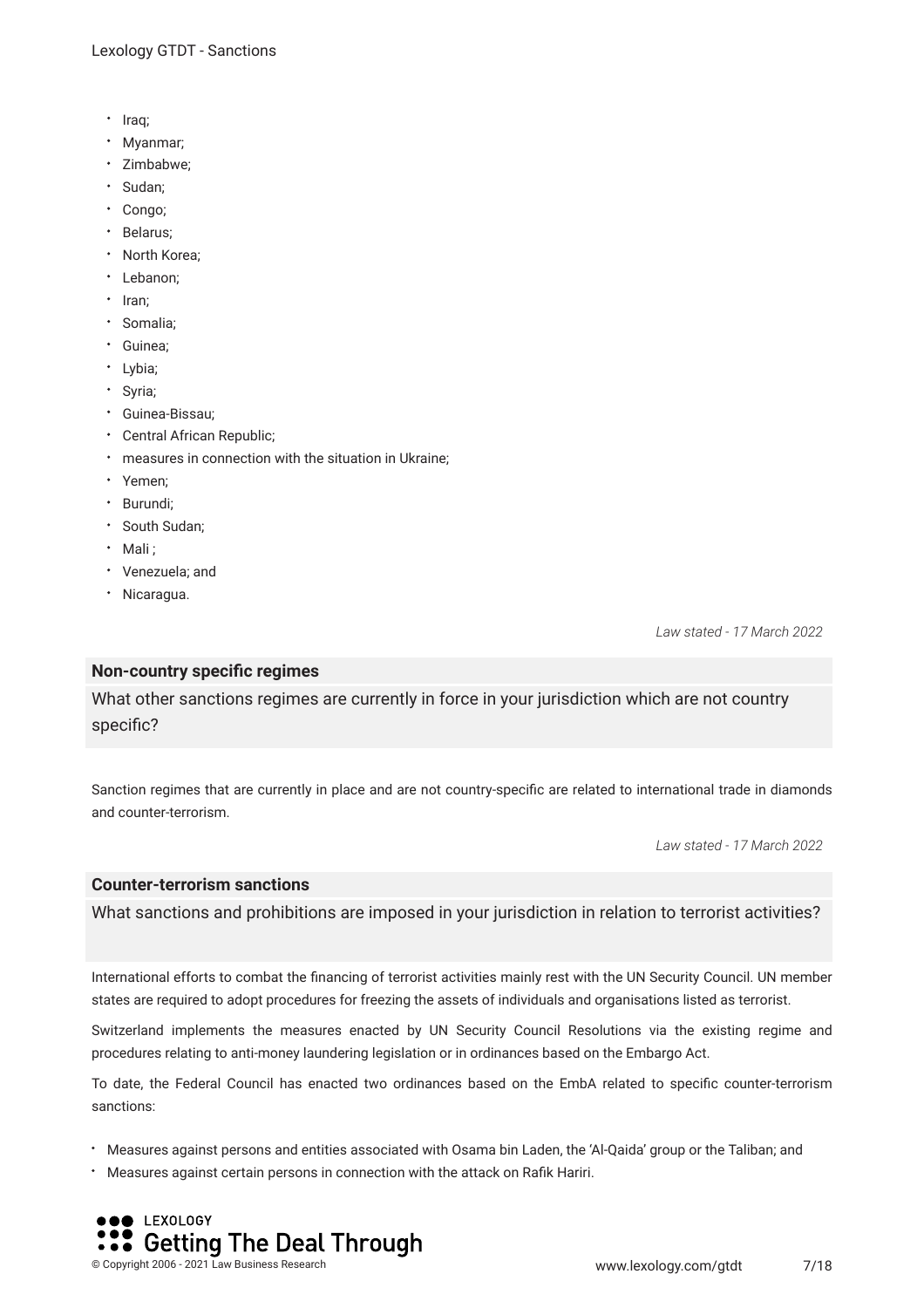- Iraq;
- Myanmar;
- Zimbabwe;
- Sudan;
- Congo;
- Belarus;
- North Korea;
- Lebanon;
- Iran;
- Somalia;
- Guinea;
- Lybia;
- Syria;
- Guinea-Bissau;
- Central African Republic;
- measures in connection with the situation in Ukraine;
- Yemen;
- Burundi;
- South Sudan;
- Mali ;
- Venezuela; and
- Nicaragua.

*Law stated - 17 March 2022*

**Non-country specific regimes**

What other sanctions regimes are currently in force in your jurisdiction which are not country specific?

Sanction regimes that are currently in place and are not country-specific are related to international trade in diamonds and counter-terrorism.

*Law stated - 17 March 2022*

**Counter-terrorism sanctions**

What sanctions and prohibitions are imposed in your jurisdiction in relation to terrorist activities?

International efforts to combat the financing of terrorist activities mainly rest with the UN Security Council. UN member states are required to adopt procedures for freezing the assets of individuals and organisations listed as terrorist.

Switzerland implements the measures enacted by UN Security Council Resolutions via the existing regime and procedures relating to anti-money laundering legislation or in ordinances based on the Embargo Act.

To date, the Federal Council has enacted two ordinances based on the EmbA related to specific counter-terrorism sanctions:

- Measures against persons and entities associated with Osama bin Laden, the 'Al-Qaida' group or the Taliban; and
- Measures against certain persons in connection with the attack on Rafik Hariri.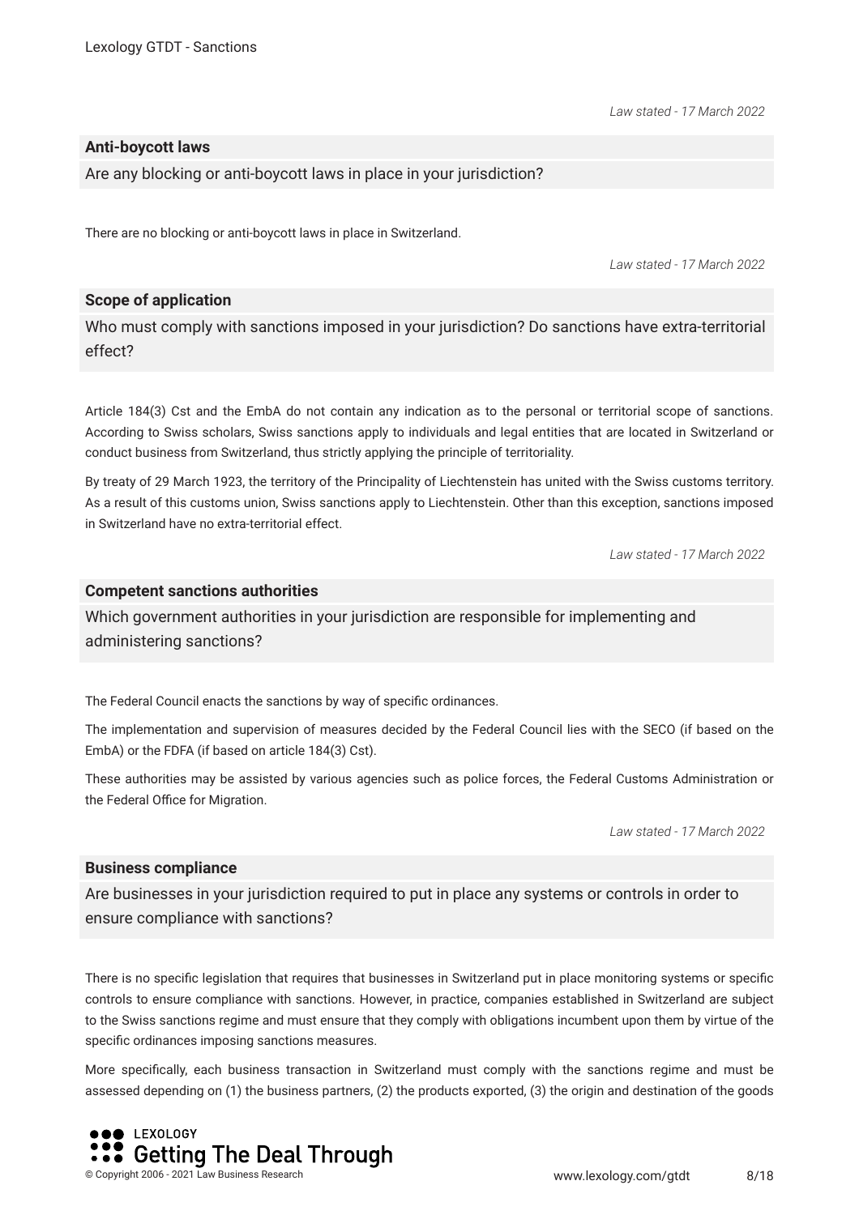*Law stated - 17 March 2022*

### Anti-boycott laws

Are any blocking or anti-boycott laws in place in your jurisdiction?

There are no blocking or anti-boycott laws in place in Switzerland.

*Law stated - 17 March 2022*

### Scope of application

Who must comply with sanctions imposed in your jurisdiction? Do sanctions have extra-territorial effect?

Article 184(3) Cst and the EmbA do not contain any indication as to the personal or territorial scope of sanctions. According to Swiss scholars, Swiss sanctions apply to individuals and legal entities that are located in Switzerland or conduct business from Switzerland, thus strictly applying the principle of territoriality.

By treaty of 29 March 1923, the territory of the Principality of Liechtenstein has united with the Swiss customs territory. As a result of this customs union, Swiss sanctions apply to Liechtenstein. Other than this exception, sanctions imposed in Switzerland have no extra-territorial effect.

*Law stated - 17 March 2022*

### Competent sanctions authorities

Which government authorities in your jurisdiction are responsible for implementing and administering sanctions?

The Federal Council enacts the sanctions by way of specific ordinances.

The implementation and supervision of measures decided by the Federal Council lies with the SECO (if based on the EmbA) or the FDFA (if based on article 184(3) Cst).

These authorities may be assisted by various agencies such as police forces, the Federal Customs Administration or the Federal Office for Migration.

*Law stated - 17 March 2022*

### Business compliance

Are businesses in your jurisdiction required to put in place any systems or controls in order to ensure compliance with sanctions?

There is no specific legislation that requires that businesses in Switzerland put in place monitoring systems or specific controls to ensure compliance with sanctions. However, in practice, companies established in Switzerland are subject to the Swiss sanctions regime and must ensure that they comply with obligations incumbent upon them by virtue of the specific ordinances imposing sanctions measures.

More specifically, each business transaction in Switzerland must comply with the sanctions regime and must be assessed depending on (1) the business partners, (2) the products exported, (3) the origin and destination of the goods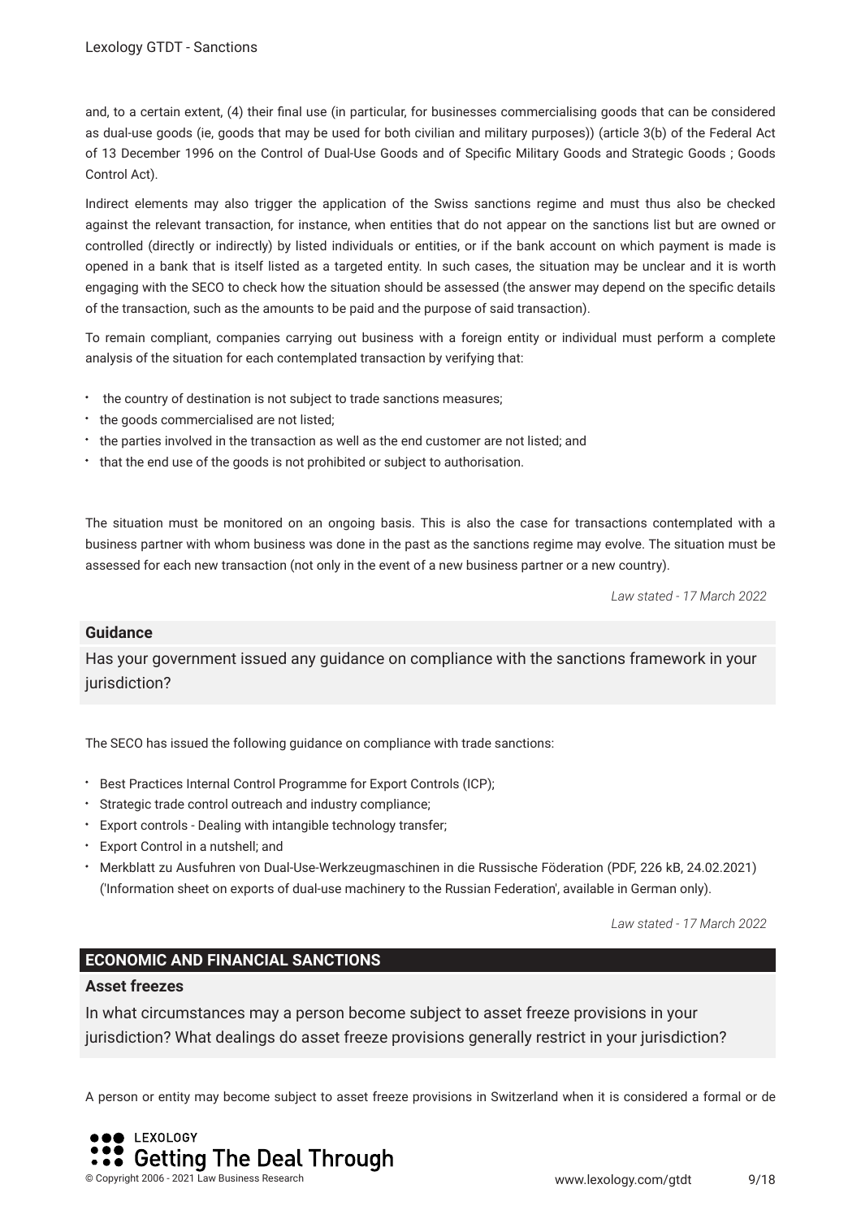and, to a certain extent, (4) their final use (in particular, for businesses commercialising goods that can be considered as dual-use goods (ie, goods that may be used for both civilian and military purposes)) (article 3(b) of the Federal Act of 13 December 1996 on the Control of Dual-Use Goods and of Specific Military Goods and Strategic Goods ; Goods Control Act).

Indirect elements may also trigger the application of the Swiss sanctions regime and must thus also be checked against the relevant transaction, for instance, when entities that do not appear on the sanctions list but are owned or controlled (directly or indirectly) by listed individuals or entities, or if the bank account on which payment is made is opened in a bank that is itself listed as a targeted entity. In such cases, the situation may be unclear and it is worth engaging with the SECO to check how the situation should be assessed (the answer may depend on the specific details of the transaction, such as the amounts to be paid and the purpose of said transaction).

To remain compliant, companies carrying out business with a foreign entity or individual must perform a complete analysis of the situation for each contemplated transaction by verifying that:

- the country of destination is not subject to trade sanctions measures;
- the goods commercialised are not listed;
- the parties involved in the transaction as well as the end customer are not listed; and
- that the end use of the goods is not prohibited or subject to authorisation.

The situation must be monitored on an ongoing basis. This is also the case for transactions contemplated with a business partner with whom business was done in the past as the sanctions regime may evolve. The situation must be assessed for each new transaction (not only in the event of a new business partner or a new country).

*Law stated - 17 March 2022*

### Guidance

Has your government issued any guidance on compliance with the sanctions framework in your jurisdiction?

The SECO has issued the following guidance on compliance with trade sanctions:

- Best Practices Internal Control Programme for Export Controls (ICP);
- Strategic trade control outreach and industry compliance;
- Export controls - Dealing with intangible technology transfer;
- Export Control in a nutshell; and
- Merkblatt zu Ausfuhren von Dual-Use-Werkzeugmaschinen in die Russische Föderation (PDF, 226 kB, 24.02.2021) ('Information sheet on exports of dual-use machinery to the Russian Federation', available in German only).

*Law stated - 17 March 2022*

## ECONOMIC AND FINANCIAL SANCTIONS

### Asset freezes

In what circumstances may a person become subject to asset freeze provisions in your jurisdiction? What dealings do asset freeze provisions generally restrict in your jurisdiction?

A person or entity may become subject to asset freeze provisions in Switzerland when it is considered a formal or de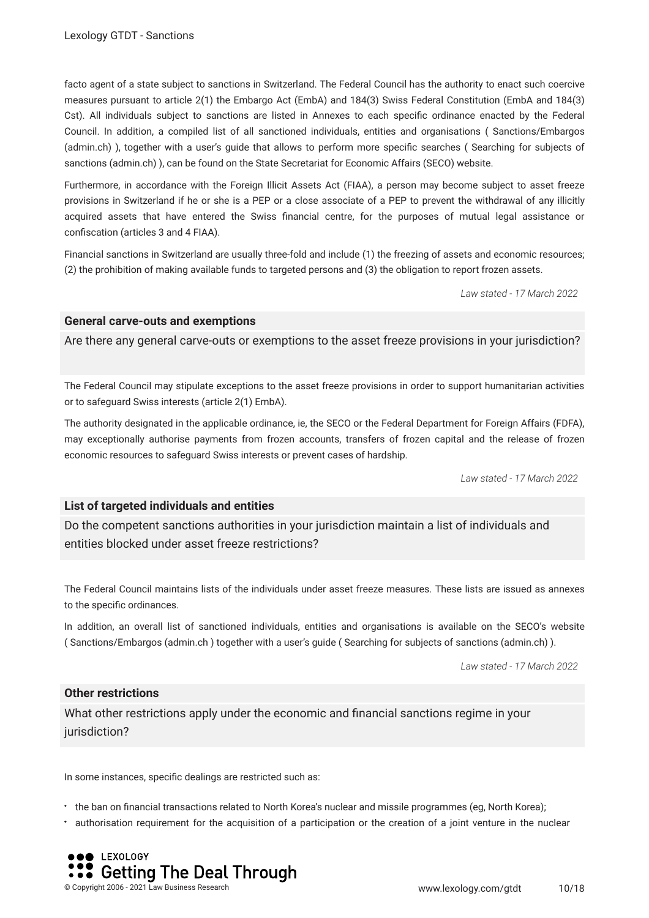facto agent of a state subject to sanctions in Switzerland. The Federal Council has the authority to enact such coercive measures pursuant to article 2(1) the Embargo Act (EmbA) and 184(3) Swiss Federal Constitution (EmbA and 184(3) Cst). All individuals subject to sanctions are listed in Annexes to each specific ordinance enacted by the Federal Council. In addition, a compiled list of all sanctioned individuals, entities and organisations ( Sanctions/Embargos (admin.ch) ), together with a user's guide that allows to perform more specific searches ( Searching for subjects of sanctions (admin.ch) ), can be found on the State Secretariat for Economic Affairs (SECO) website.

Furthermore, in accordance with the Foreign Illicit Assets Act (FIAA), a person may become subject to asset freeze provisions in Switzerland if he or she is a PEP or a close associate of a PEP to prevent the withdrawal of any illicitly acquired assets that have entered the Swiss financial centre, for the purposes of mutual legal assistance or confiscation (articles 3 and 4 FIAA).

Financial sanctions in Switzerland are usually three-fold and include (1) the freezing of assets and economic resources; (2) the prohibition of making available funds to targeted persons and (3) the obligation to report frozen assets.

*Law stated - 17 March 2022*

### General carve-outs and exemptions

Are there any general carve-outs or exemptions to the asset freeze provisions in your jurisdiction?

The Federal Council may stipulate exceptions to the asset freeze provisions in order to support humanitarian activities or to safeguard Swiss interests (article 2(1) EmbA).

The authority designated in the applicable ordinance, ie, the SECO or the Federal Department for Foreign Affairs (FDFA), may exceptionally authorise payments from frozen accounts, transfers of frozen capital and the release of frozen economic resources to safeguard Swiss interests or prevent cases of hardship.

*Law stated - 17 March 2022*

### List of targeted individuals and entities

Do the competent sanctions authorities in your jurisdiction maintain a list of individuals and entities blocked under asset freeze restrictions?

The Federal Council maintains lists of the individuals under asset freeze measures. These lists are issued as annexes to the specific ordinances.

In addition, an overall list of sanctioned individuals, entities and organisations is available on the SECO's website ( Sanctions/Embargos (admin.ch ) together with a user's guide ( Searching for subjects of sanctions (admin.ch) ).

*Law stated - 17 March 2022*

### Other restrictions

What other restrictions apply under the economic and financial sanctions regime in your jurisdiction?

In some instances, specific dealings are restricted such as:

- the ban on financial transactions related to North Korea's nuclear and missile programmes (eg, North Korea);
- authorisation requirement for the acquisition of a participation or the creation of a joint venture in the nuclear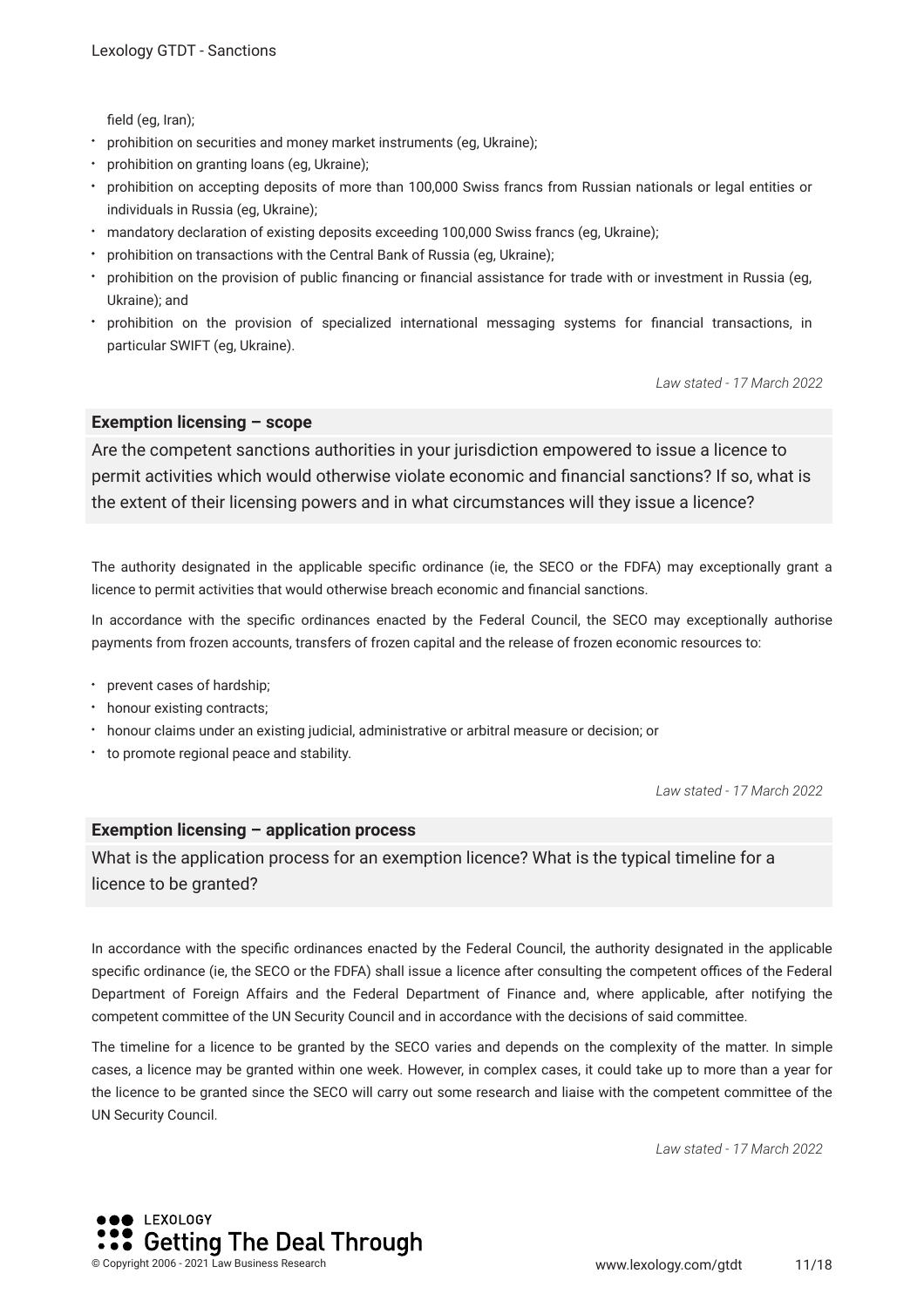field (eg, Iran);

- prohibition on securities and money market instruments (eg, Ukraine);
- prohibition on granting loans (eg, Ukraine);
- prohibition on accepting deposits of more than 100,000 Swiss francs from Russian nationals or legal entities or individuals in Russia (eg, Ukraine);
- mandatory declaration of existing deposits exceeding 100,000 Swiss francs (eg, Ukraine);
- prohibition on transactions with the Central Bank of Russia (eg, Ukraine);
- prohibition on the provision of public financing or financial assistance for trade with or investment in Russia (eg, Ukraine); and
- prohibition on the provision of specialized international messaging systems for financial transactions, in particular SWIFT (eg, Ukraine).

*Law stated - 17 March 2022*

### Exemption licensing – scope

Are the competent sanctions authorities in your jurisdiction empowered to issue a licence to permit activities which would otherwise violate economic and financial sanctions? If so, what is the extent of their licensing powers and in what circumstances will they issue a licence?

The authority designated in the applicable specific ordinance (ie, the SECO or the FDFA) may exceptionally grant a licence to permit activities that would otherwise breach economic and financial sanctions.

In accordance with the specific ordinances enacted by the Federal Council, the SECO may exceptionally authorise payments from frozen accounts, transfers of frozen capital and the release of frozen economic resources to:

- prevent cases of hardship;
- honour existing contracts;
- honour claims under an existing judicial, administrative or arbitral measure or decision; or
- to promote regional peace and stability.

*Law stated - 17 March 2022*

### Exemption licensing – application process

What is the application process for an exemption licence? What is the typical timeline for a licence to be granted?

In accordance with the specific ordinances enacted by the Federal Council, the authority designated in the applicable specific ordinance (ie, the SECO or the FDFA) shall issue a licence after consulting the competent offices of the Federal Department of Foreign Affairs and the Federal Department of Finance and, where applicable, after notifying the competent committee of the UN Security Council and in accordance with the decisions of said committee.

The timeline for a licence to be granted by the SECO varies and depends on the complexity of the matter. In simple cases, a licence may be granted within one week. However, in complex cases, it could take up to more than a year for the licence to be granted since the SECO will carry out some research and liaise with the competent committee of the UN Security Council.

*Law stated - 17 March 2022*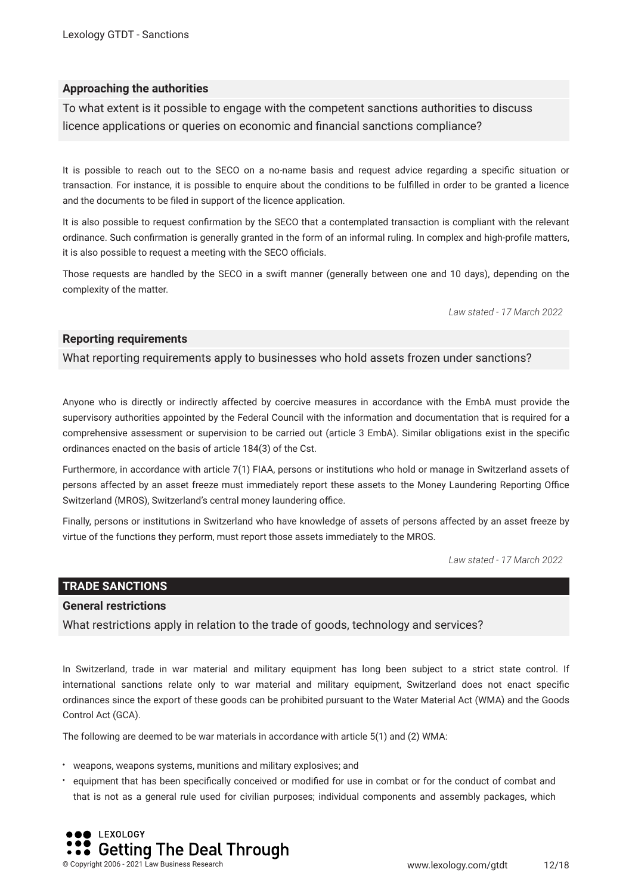### Approaching the authorities

To what extent is it possible to engage with the competent sanctions authorities to discuss licence applications or queries on economic and financial sanctions compliance?

It is possible to reach out to the SECO on a no-name basis and request advice regarding a specific situation or transaction. For instance, it is possible to enquire about the conditions to be fulfilled in order to be granted a licence and the documents to be filed in support of the licence application.

It is also possible to request confirmation by the SECO that a contemplated transaction is compliant with the relevant ordinance. Such confirmation is generally granted in the form of an informal ruling. In complex and high-profile matters, it is also possible to request a meeting with the SECO officials.

Those requests are handled by the SECO in a swift manner (generally between one and 10 days), depending on the complexity of the matter.

*Law stated - 17 March 2022*

### Reporting requirements

What reporting requirements apply to businesses who hold assets frozen under sanctions?

Anyone who is directly or indirectly affected by coercive measures in accordance with the EmbA must provide the supervisory authorities appointed by the Federal Council with the information and documentation that is required for a comprehensive assessment or supervision to be carried out (article 3 EmbA). Similar obligations exist in the specific ordinances enacted on the basis of article 184(3) of the Cst.

Furthermore, in accordance with article 7(1) FIAA, persons or institutions who hold or manage in Switzerland assets of persons affected by an asset freeze must immediately report these assets to the Money Laundering Reporting Office Switzerland (MROS), Switzerland's central money laundering office.

Finally, persons or institutions in Switzerland who have knowledge of assets of persons affected by an asset freeze by virtue of the functions they perform, must report those assets immediately to the MROS.

*Law stated - 17 March 2022*

## TRADE SANCTIONS

### General restrictions

What restrictions apply in relation to the trade of goods, technology and services?

In Switzerland, trade in war material and military equipment has long been subject to a strict state control. If international sanctions relate only to war material and military equipment, Switzerland does not enact specific ordinances since the export of these goods can be prohibited pursuant to the Water Material Act (WMA) and the Goods Control Act (GCA).

The following are deemed to be war materials in accordance with article 5(1) and (2) WMA:

- weapons, weapons systems, munitions and military explosives; and
- equipment that has been specifically conceived or modified for use in combat or for the conduct of combat and that is not as a general rule used for civilian purposes; individual components and assembly packages, which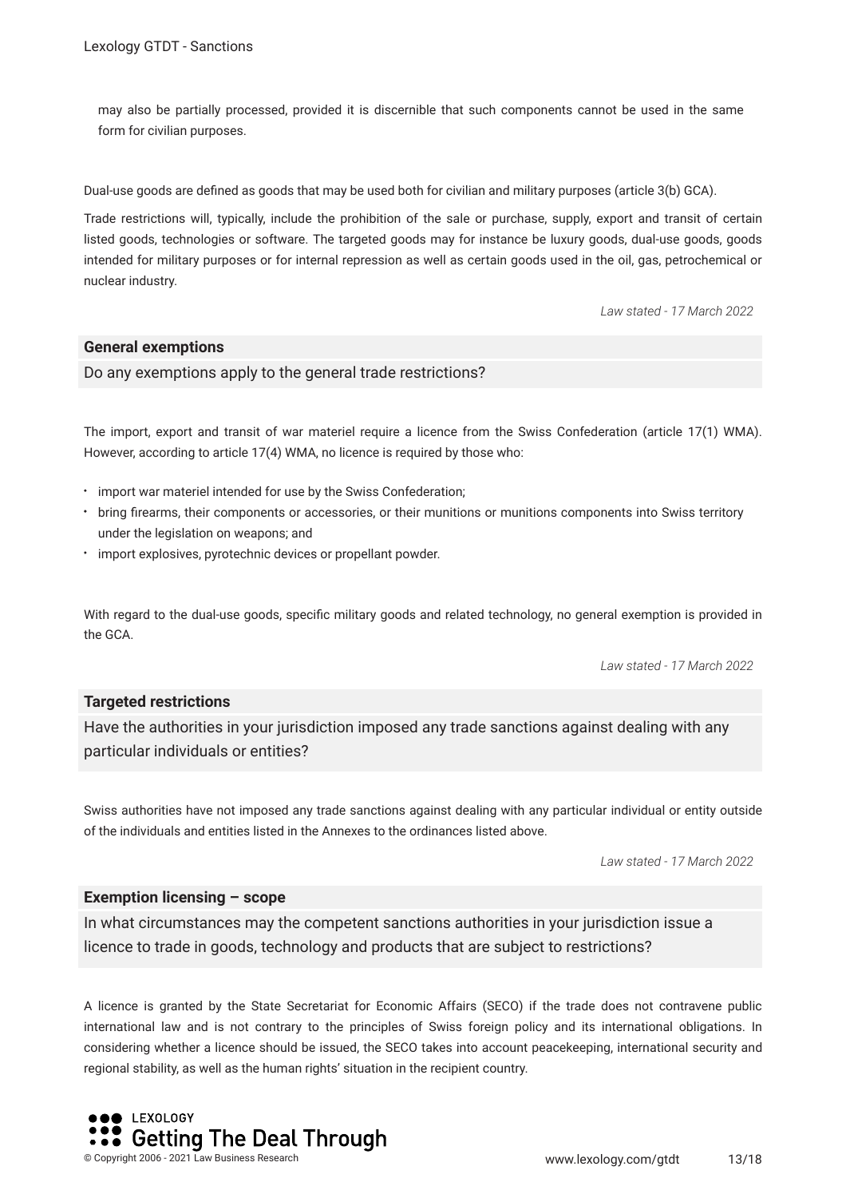may also be partially processed, provided it is discernible that such components cannot be used in the same form for civilian purposes.

Dual-use goods are defined as goods that may be used both for civilian and military purposes (article 3(b) GCA).

Trade restrictions will, typically, include the prohibition of the sale or purchase, supply, export and transit of certain listed goods, technologies or software. The targeted goods may for instance be luxury goods, dual-use goods, goods intended for military purposes or for internal repression as well as certain goods used in the oil, gas, petrochemical or nuclear industry.

*Law stated - 17 March 2022*

**General exemptions**

Do any exemptions apply to the general trade restrictions?

The import, export and transit of war materiel require a licence from the Swiss Confederation (article 17(1) WMA). However, according to article 17(4) WMA, no licence is required by those who:

- import war materiel intended for use by the Swiss Confederation;
- bring firearms, their components or accessories, or their munitions or munitions components into Swiss territory under the legislation on weapons; and
- import explosives, pyrotechnic devices or propellant powder.

With regard to the dual-use goods, specific military goods and related technology, no general exemption is provided in the GCA.

*Law stated - 17 March 2022*

**Targeted restrictions**

Have the authorities in your jurisdiction imposed any trade sanctions against dealing with any particular individuals or entities?

Swiss authorities have not imposed any trade sanctions against dealing with any particular individual or entity outside of the individuals and entities listed in the Annexes to the ordinances listed above.

*Law stated - 17 March 2022*

**Exemption licensing – scope**

In what circumstances may the competent sanctions authorities in your jurisdiction issue a licence to trade in goods, technology and products that are subject to restrictions?

A licence is granted by the State Secretariat for Economic Affairs (SECO) if the trade does not contravene public international law and is not contrary to the principles of Swiss foreign policy and its international obligations. In considering whether a licence should be issued, the SECO takes into account peacekeeping, international security and regional stability, as well as the human rights' situation in the recipient country.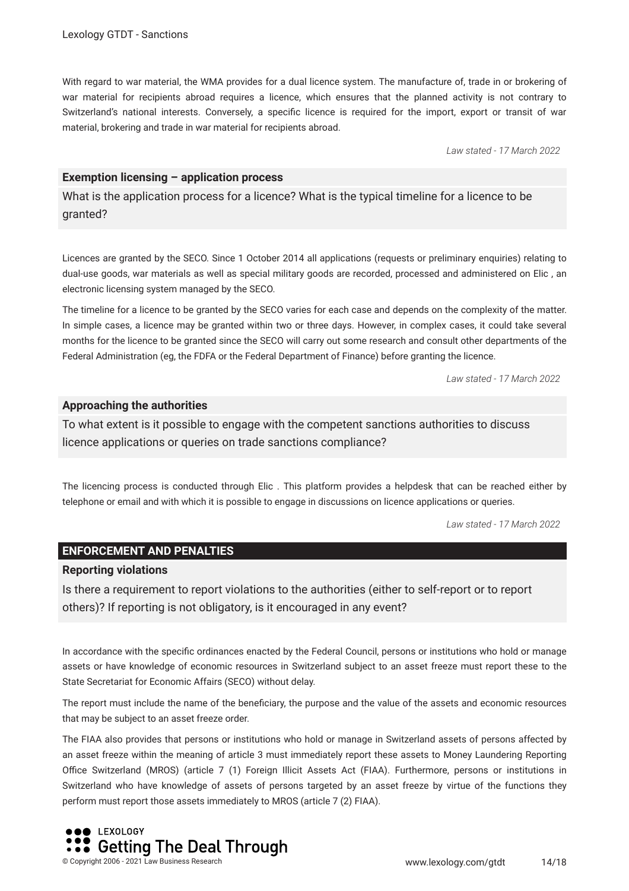With regard to war material, the WMA provides for a dual licence system. The manufacture of, trade in or brokering of war material for recipients abroad requires a licence, which ensures that the planned activity is not contrary to Switzerland's national interests. Conversely, a specific licence is required for the import, export or transit of war material, brokering and trade in war material for recipients abroad.

*Law stated - 17 March 2022*

### Exemption licensing – application process

What is the application process for a licence? What is the typical timeline for a licence to be granted?

Licences are granted by the SECO. Since 1 October 2014 all applications (requests or preliminary enquiries) relating to dual-use goods, war materials as well as special military goods are recorded, processed and administered on Elic , an electronic licensing system managed by the SECO.

The timeline for a licence to be granted by the SECO varies for each case and depends on the complexity of the matter. In simple cases, a licence may be granted within two or three days. However, in complex cases, it could take several months for the licence to be granted since the SECO will carry out some research and consult other departments of the Federal Administration (eg, the FDFA or the Federal Department of Finance) before granting the licence.

*Law stated - 17 March 2022*

### Approaching the authorities

To what extent is it possible to engage with the competent sanctions authorities to discuss licence applications or queries on trade sanctions compliance?

The licencing process is conducted through Elic . This platform provides a helpdesk that can be reached either by telephone or email and with which it is possible to engage in discussions on licence applications or queries.

*Law stated - 17 March 2022*

## ENFORCEMENT AND PENALTIES

### Reporting violations

Is there a requirement to report violations to the authorities (either to self-report or to report others)? If reporting is not obligatory, is it encouraged in any event?

In accordance with the specific ordinances enacted by the Federal Council, persons or institutions who hold or manage assets or have knowledge of economic resources in Switzerland subject to an asset freeze must report these to the State Secretariat for Economic Affairs (SECO) without delay.

The report must include the name of the beneficiary, the purpose and the value of the assets and economic resources that may be subject to an asset freeze order.

The FIAA also provides that persons or institutions who hold or manage in Switzerland assets of persons affected by an asset freeze within the meaning of article 3 must immediately report these assets to Money Laundering Reporting Office Switzerland (MROS) (article 7 (1) Foreign Illicit Assets Act (FIAA). Furthermore, persons or institutions in Switzerland who have knowledge of assets of persons targeted by an asset freeze by virtue of the functions they perform must report those assets immediately to MROS (article 7 (2) FIAA).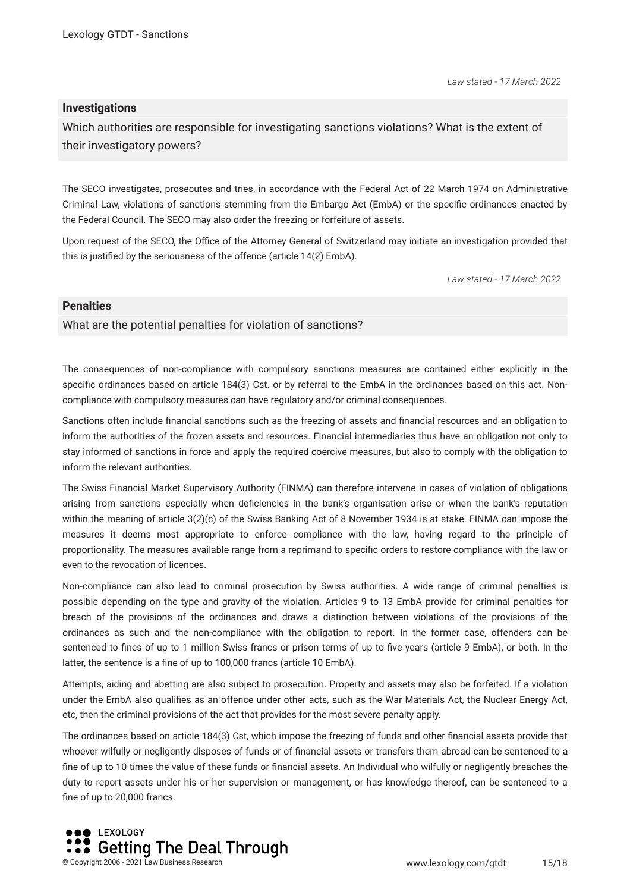*Law stated - 17 March 2022*

### Investigations

Which authorities are responsible for investigating sanctions violations? What is the extent of their investigatory powers?

The SECO investigates, prosecutes and tries, in accordance with the Federal Act of 22 March 1974 on Administrative Criminal Law, violations of sanctions stemming from the Embargo Act (EmbA) or the specific ordinances enacted by the Federal Council. The SECO may also order the freezing or forfeiture of assets.

Upon request of the SECO, the Office of the Attorney General of Switzerland may initiate an investigation provided that this is justified by the seriousness of the offence (article 14(2) EmbA).

*Law stated - 17 March 2022*

### Penalties

What are the potential penalties for violation of sanctions?

The consequences of non-compliance with compulsory sanctions measures are contained either explicitly in the specific ordinances based on article 184(3) Cst. or by referral to the EmbA in the ordinances based on this act. Non-compliance with compulsory measures can have regulatory and/or criminal consequences.

Sanctions often include financial sanctions such as the freezing of assets and financial resources and an obligation to inform the authorities of the frozen assets and resources. Financial intermediaries thus have an obligation not only to stay informed of sanctions in force and apply the required coercive measures, but also to comply with the obligation to inform the relevant authorities.

The Swiss Financial Market Supervisory Authority (FINMA) can therefore intervene in cases of violation of obligations arising from sanctions especially when deficiencies in the bank's organisation arise or when the bank's reputation within the meaning of article 3(2)(c) of the Swiss Banking Act of 8 November 1934 is at stake. FINMA can impose the measures it deems most appropriate to enforce compliance with the law, having regard to the principle of proportionality. The measures available range from a reprimand to specific orders to restore compliance with the law or even to the revocation of licences.

Non-compliance can also lead to criminal prosecution by Swiss authorities. A wide range of criminal penalties is possible depending on the type and gravity of the violation. Articles 9 to 13 EmbA provide for criminal penalties for breach of the provisions of the ordinances and draws a distinction between violations of the provisions of the ordinances as such and the non-compliance with the obligation to report. In the former case, offenders can be sentenced to fines of up to 1 million Swiss francs or prison terms of up to five years (article 9 EmbA), or both. In the latter, the sentence is a fine of up to 100,000 francs (article 10 EmbA).

Attempts, aiding and abetting are also subject to prosecution. Property and assets may also be forfeited. If a violation under the EmbA also qualifies as an offence under other acts, such as the War Materials Act, the Nuclear Energy Act, etc, then the criminal provisions of the act that provides for the most severe penalty apply.

The ordinances based on article 184(3) Cst, which impose the freezing of funds and other financial assets provide that whoever wilfully or negligently disposes of funds or of financial assets or transfers them abroad can be sentenced to a fine of up to 10 times the value of these funds or financial assets. An Individual who wilfully or negligently breaches the duty to report assets under his or her supervision or management, or has knowledge thereof, can be sentenced to a fine of up to 20,000 francs.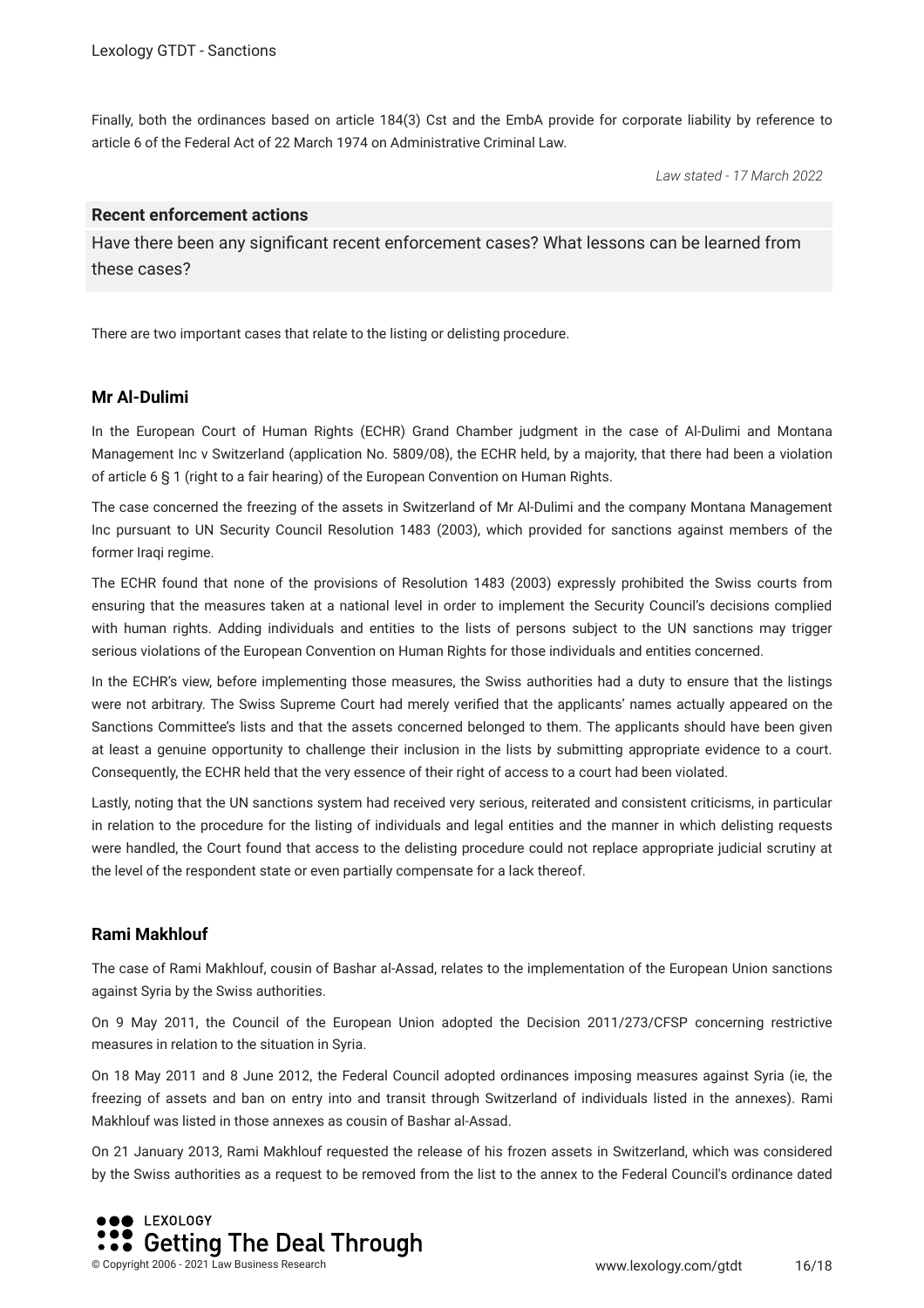Finally, both the ordinances based on article 184(3) Cst and the EmbA provide for corporate liability by reference to article 6 of the Federal Act of 22 March 1974 on Administrative Criminal Law.

*Law stated - 17 March 2022*

### Recent enforcement actions

Have there been any significant recent enforcement cases? What lessons can be learned from these cases?

There are two important cases that relate to the listing or delisting procedure.

#### Mr Al-Dulimi

In the European Court of Human Rights (ECHR) Grand Chamber judgment in the case of Al-Dulimi and Montana Management Inc v Switzerland (application No. 5809/08), the ECHR held, by a majority, that there had been a violation of article 6 § 1 (right to a fair hearing) of the European Convention on Human Rights.

The case concerned the freezing of the assets in Switzerland of Mr Al-Dulimi and the company Montana Management Inc pursuant to UN Security Council Resolution 1483 (2003), which provided for sanctions against members of the former Iraqi regime.

The ECHR found that none of the provisions of Resolution 1483 (2003) expressly prohibited the Swiss courts from ensuring that the measures taken at a national level in order to implement the Security Council's decisions complied with human rights. Adding individuals and entities to the lists of persons subject to the UN sanctions may trigger serious violations of the European Convention on Human Rights for those individuals and entities concerned.

In the ECHR's view, before implementing those measures, the Swiss authorities had a duty to ensure that the listings were not arbitrary. The Swiss Supreme Court had merely verified that the applicants' names actually appeared on the Sanctions Committee's lists and that the assets concerned belonged to them. The applicants should have been given at least a genuine opportunity to challenge their inclusion in the lists by submitting appropriate evidence to a court. Consequently, the ECHR held that the very essence of their right of access to a court had been violated.

Lastly, noting that the UN sanctions system had received very serious, reiterated and consistent criticisms, in particular in relation to the procedure for the listing of individuals and legal entities and the manner in which delisting requests were handled, the Court found that access to the delisting procedure could not replace appropriate judicial scrutiny at the level of the respondent state or even partially compensate for a lack thereof.

#### Rami Makhlouf

The case of Rami Makhlouf, cousin of Bashar al-Assad, relates to the implementation of the European Union sanctions against Syria by the Swiss authorities.

On 9 May 2011, the Council of the European Union adopted the Decision 2011/273/CFSP concerning restrictive measures in relation to the situation in Syria.

On 18 May 2011 and 8 June 2012, the Federal Council adopted ordinances imposing measures against Syria (ie, the freezing of assets and ban on entry into and transit through Switzerland of individuals listed in the annexes). Rami Makhlouf was listed in those annexes as cousin of Bashar al-Assad.

On 21 January 2013, Rami Makhlouf requested the release of his frozen assets in Switzerland, which was considered by the Swiss authorities as a request to be removed from the list to the annex to the Federal Council's ordinance dated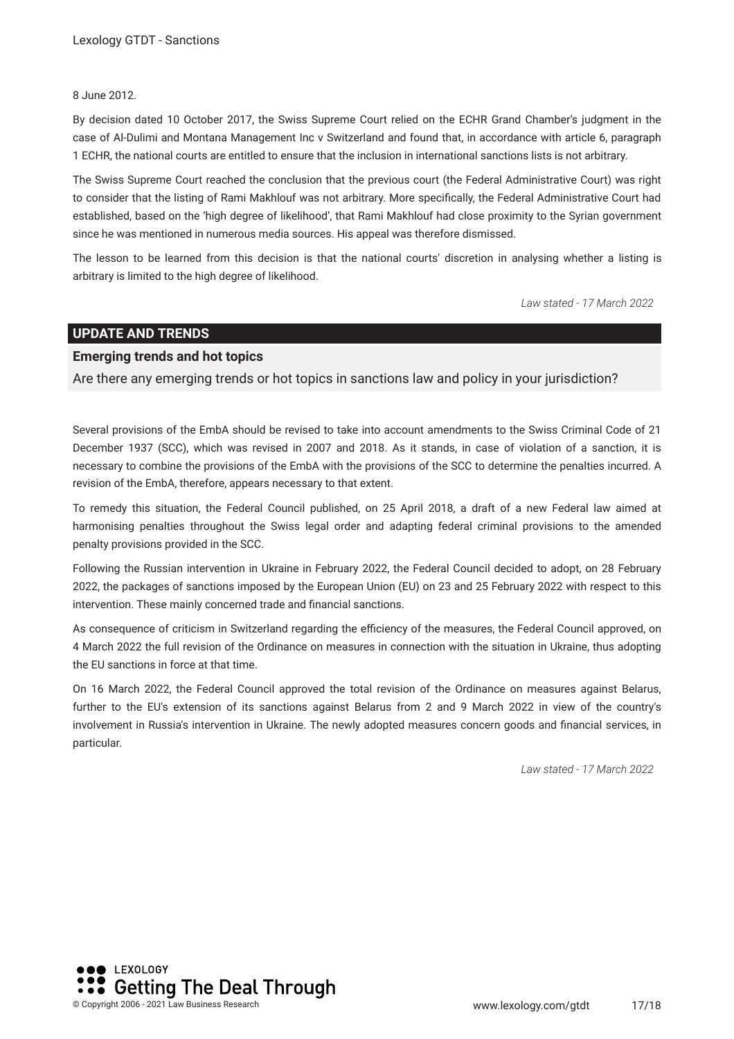8 June 2012.

By decision dated 10 October 2017, the Swiss Supreme Court relied on the ECHR Grand Chamber's judgment in the case of Al-Dulimi and Montana Management Inc v Switzerland and found that, in accordance with article 6, paragraph 1 ECHR, the national courts are entitled to ensure that the inclusion in international sanctions lists is not arbitrary.

The Swiss Supreme Court reached the conclusion that the previous court (the Federal Administrative Court) was right to consider that the listing of Rami Makhlouf was not arbitrary. More specifically, the Federal Administrative Court had established, based on the 'high degree of likelihood', that Rami Makhlouf had close proximity to the Syrian government since he was mentioned in numerous media sources. His appeal was therefore dismissed.

The lesson to be learned from this decision is that the national courts' discretion in analysing whether a listing is arbitrary is limited to the high degree of likelihood.

*Law stated - 17 March 2022*

## UPDATE AND TRENDS

### Emerging trends and hot topics

Are there any emerging trends or hot topics in sanctions law and policy in your jurisdiction?

Several provisions of the EmbA should be revised to take into account amendments to the Swiss Criminal Code of 21 December 1937 (SCC), which was revised in 2007 and 2018. As it stands, in case of violation of a sanction, it is necessary to combine the provisions of the EmbA with the provisions of the SCC to determine the penalties incurred. A revision of the EmbA, therefore, appears necessary to that extent.

To remedy this situation, the Federal Council published, on 25 April 2018, a draft of a new Federal law aimed at harmonising penalties throughout the Swiss legal order and adapting federal criminal provisions to the amended penalty provisions provided in the SCC.

Following the Russian intervention in Ukraine in February 2022, the Federal Council decided to adopt, on 28 February 2022, the packages of sanctions imposed by the European Union (EU) on 23 and 25 February 2022 with respect to this intervention. These mainly concerned trade and financial sanctions.

As consequence of criticism in Switzerland regarding the efficiency of the measures, the Federal Council approved, on 4 March 2022 the full revision of the Ordinance on measures in connection with the situation in Ukraine, thus adopting the EU sanctions in force at that time.

On 16 March 2022, the Federal Council approved the total revision of the Ordinance on measures against Belarus, further to the EU's extension of its sanctions against Belarus from 2 and 9 March 2022 in view of the country's involvement in Russia's intervention in Ukraine. The newly adopted measures concern goods and financial services, in particular.

*Law stated - 17 March 2022*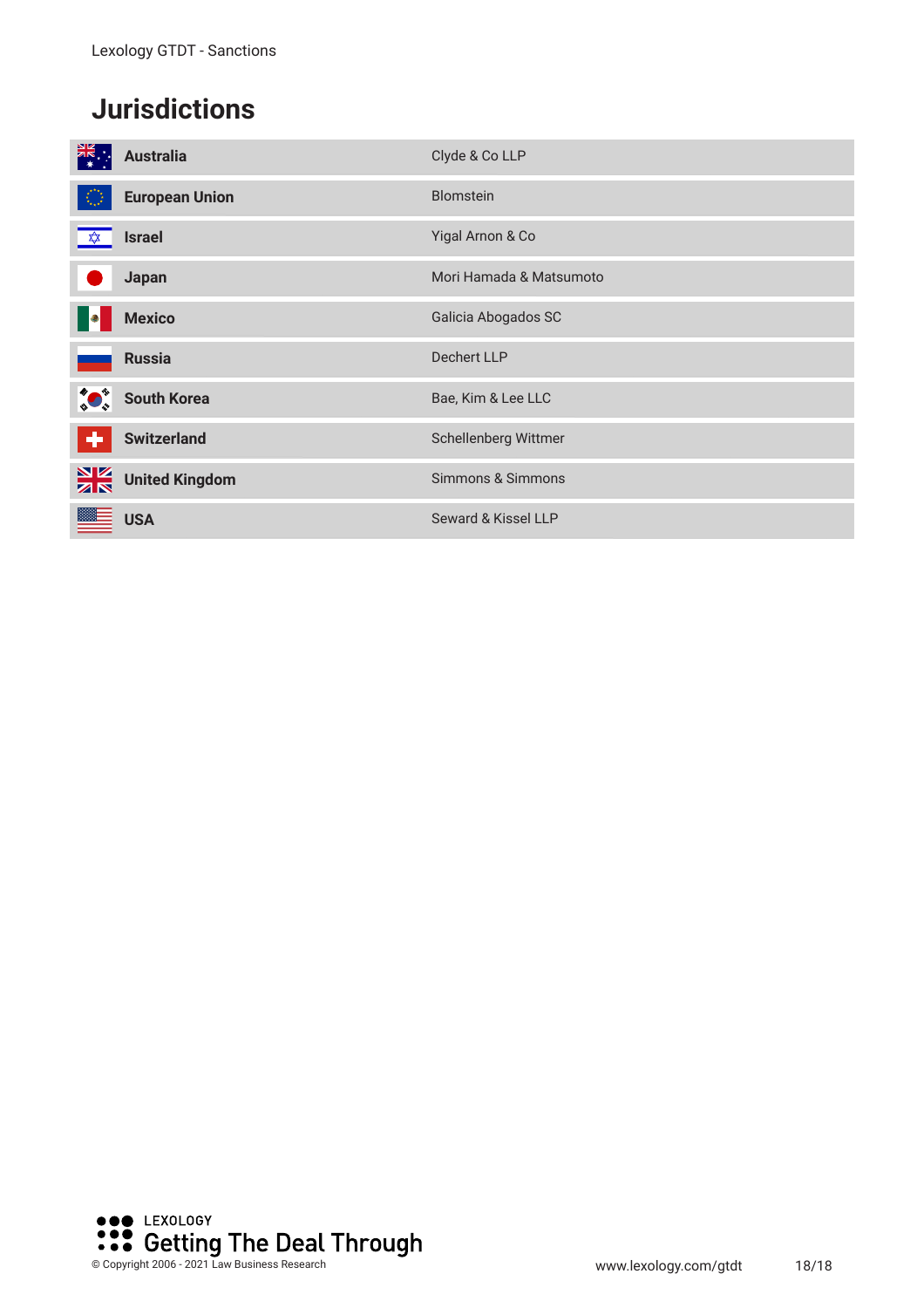# Jurisdictions

| | |
|---|---|
| **Australia** | Clyde & Co LLP |
| **European Union** | Blomstein |
| **Israel** | Yigal Arnon & Co |
| **Japan** | Mori Hamada & Matsumoto |
| **Mexico** | Galicia Abogados SC |
| **Russia** | Dechert LLP |
| **South Korea** | Bae, Kim & Lee LLC |
| **Switzerland** | Schellenberg Wittmer |
| **United Kingdom** | Simmons & Simmons |
| **USA** | Seward & Kissel LLP |